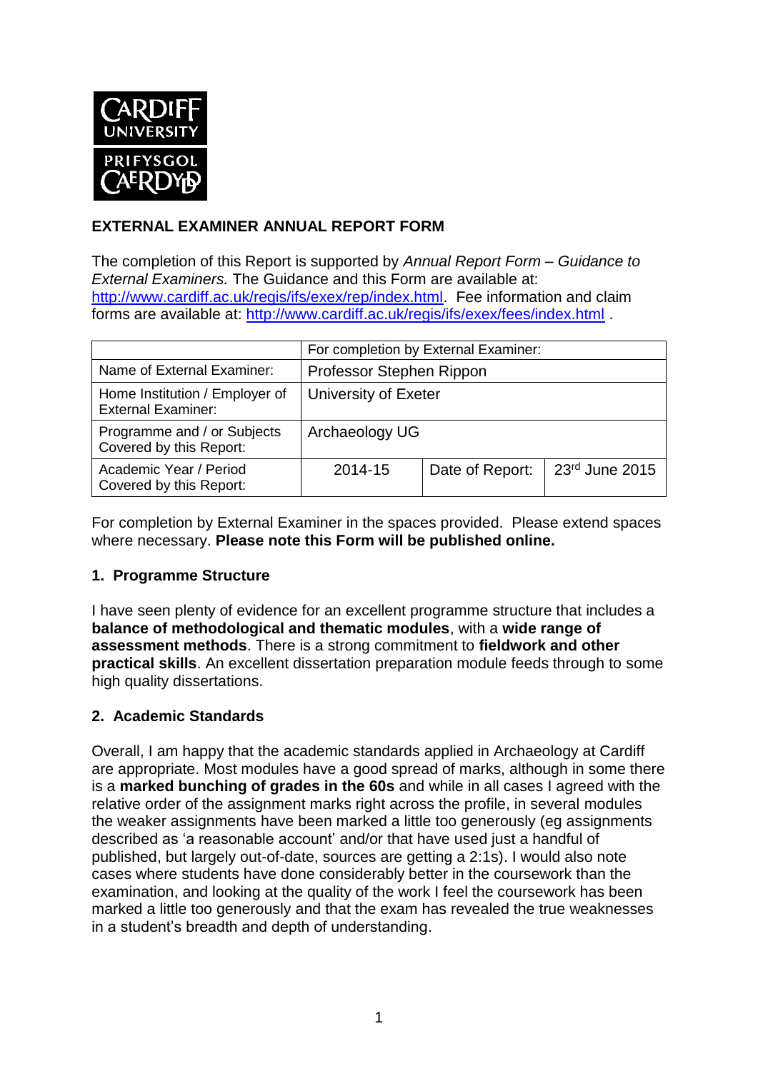## EXTERNAL EXAMINER ANNUAL REPORT FORM

The completion of this Report is supported by *Annual Report Form – Guidance to External Examiners.* The Guidance and this Form are available at: http://www.cardiff.ac.uk/regis/ifs/exex/rep/index.html. Fee information and claim forms are available at: http://www.cardiff.ac.uk/regis/ifs/exex/fees/index.html .

| | For completion by External Examiner: | | |
|---|---|---|---|
| Name of External Examiner: | Professor Stephen Rippon | | |
| Home Institution / Employer of External Examiner: | University of Exeter | | |
| Programme and / or Subjects Covered by this Report: | Archaeology UG | | |
| Academic Year / Period Covered by this Report: | 2014-15 | Date of Report: | 23rd June 2015 |

For completion by External Examiner in the spaces provided. Please extend spaces where necessary. **Please note this Form will be published online.**

### 1. Programme Structure

I have seen plenty of evidence for an excellent programme structure that includes a **balance of methodological and thematic modules**, with a **wide range of assessment methods**. There is a strong commitment to **fieldwork and other practical skills**. An excellent dissertation preparation module feeds through to some high quality dissertations.

### 2. Academic Standards

Overall, I am happy that the academic standards applied in Archaeology at Cardiff are appropriate. Most modules have a good spread of marks, although in some there is a **marked bunching of grades in the 60s** and while in all cases I agreed with the relative order of the assignment marks right across the profile, in several modules the weaker assignments have been marked a little too generously (eg assignments described as 'a reasonable account' and/or that have used just a handful of published, but largely out-of-date, sources are getting a 2:1s). I would also note cases where students have done considerably better in the coursework than the examination, and looking at the quality of the work I feel the coursework has been marked a little too generously and that the exam has revealed the true weaknesses in a student's breadth and depth of understanding.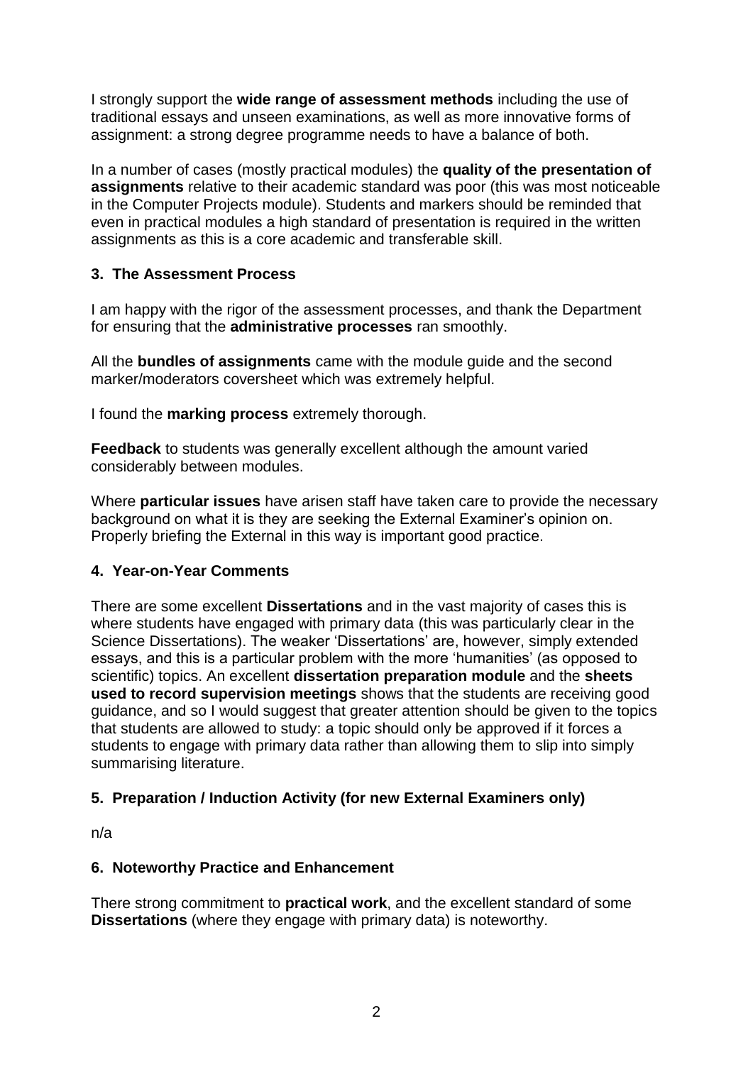I strongly support the **wide range of assessment methods** including the use of traditional essays and unseen examinations, as well as more innovative forms of assignment: a strong degree programme needs to have a balance of both.

In a number of cases (mostly practical modules) the **quality of the presentation of assignments** relative to their academic standard was poor (this was most noticeable in the Computer Projects module). Students and markers should be reminded that even in practical modules a high standard of presentation is required in the written assignments as this is a core academic and transferable skill.

## 3. The Assessment Process

I am happy with the rigor of the assessment processes, and thank the Department for ensuring that the **administrative processes** ran smoothly.

All the **bundles of assignments** came with the module guide and the second marker/moderators coversheet which was extremely helpful.

I found the **marking process** extremely thorough.

**Feedback** to students was generally excellent although the amount varied considerably between modules.

Where **particular issues** have arisen staff have taken care to provide the necessary background on what it is they are seeking the External Examiner's opinion on. Properly briefing the External in this way is important good practice.

## 4. Year-on-Year Comments

There are some excellent **Dissertations** and in the vast majority of cases this is where students have engaged with primary data (this was particularly clear in the Science Dissertations). The weaker 'Dissertations' are, however, simply extended essays, and this is a particular problem with the more 'humanities' (as opposed to scientific) topics. An excellent **dissertation preparation module** and the **sheets used to record supervision meetings** shows that the students are receiving good guidance, and so I would suggest that greater attention should be given to the topics that students are allowed to study: a topic should only be approved if it forces a students to engage with primary data rather than allowing them to slip into simply summarising literature.

## 5. Preparation / Induction Activity (for new External Examiners only)

n/a

## 6. Noteworthy Practice and Enhancement

There strong commitment to **practical work**, and the excellent standard of some **Dissertations** (where they engage with primary data) is noteworthy.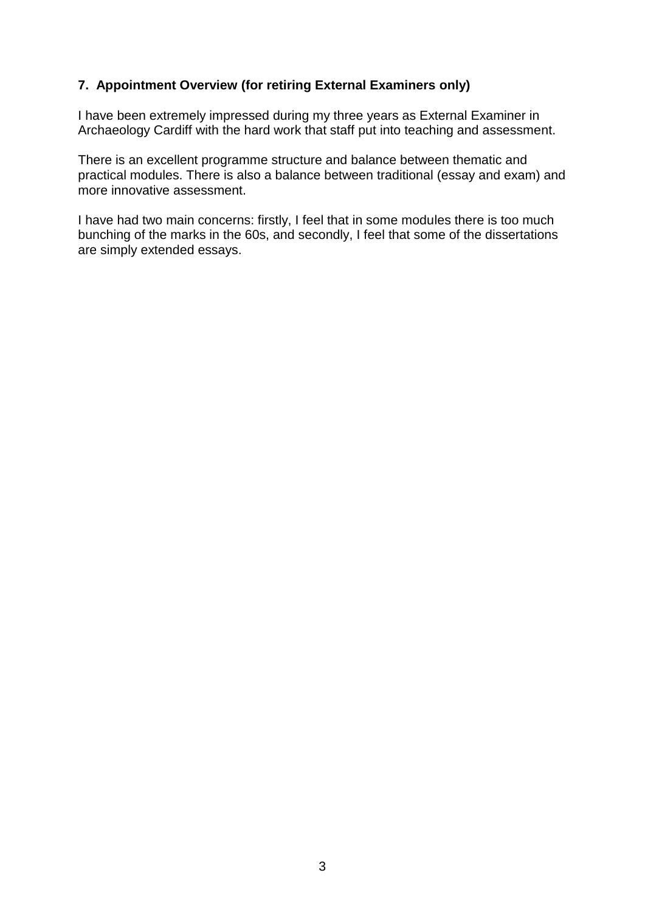## 7. Appointment Overview (for retiring External Examiners only)

I have been extremely impressed during my three years as External Examiner in Archaeology Cardiff with the hard work that staff put into teaching and assessment.

There is an excellent programme structure and balance between thematic and practical modules. There is also a balance between traditional (essay and exam) and more innovative assessment.

I have had two main concerns: firstly, I feel that in some modules there is too much bunching of the marks in the 60s, and secondly, I feel that some of the dissertations are simply extended essays.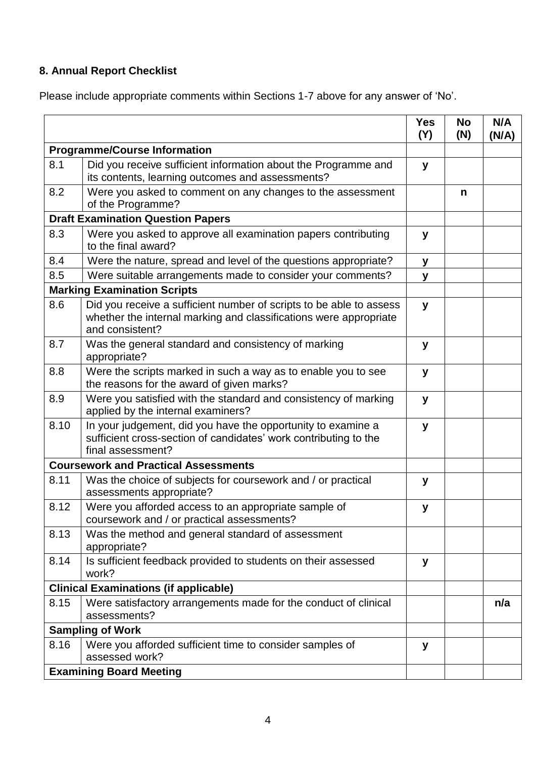## 8. Annual Report Checklist

Please include appropriate comments within Sections 1-7 above for any answer of 'No'.

| | | Yes (Y) | No (N) | N/A (N/A) |
|---|---|---|---|---|
| **Programme/Course Information** | | | | |
| 8.1 | Did you receive sufficient information about the Programme and its contents, learning outcomes and assessments? | y | | |
| 8.2 | Were you asked to comment on any changes to the assessment of the Programme? | | n | |
| **Draft Examination Question Papers** | | | | |
| 8.3 | Were you asked to approve all examination papers contributing to the final award? | y | | |
| 8.4 | Were the nature, spread and level of the questions appropriate? | y | | |
| 8.5 | Were suitable arrangements made to consider your comments? | y | | |
| **Marking Examination Scripts** | | | | |
| 8.6 | Did you receive a sufficient number of scripts to be able to assess whether the internal marking and classifications were appropriate and consistent? | y | | |
| 8.7 | Was the general standard and consistency of marking appropriate? | y | | |
| 8.8 | Were the scripts marked in such a way as to enable you to see the reasons for the award of given marks? | y | | |
| 8.9 | Were you satisfied with the standard and consistency of marking applied by the internal examiners? | y | | |
| 8.10 | In your judgement, did you have the opportunity to examine a sufficient cross-section of candidates' work contributing to the final assessment? | y | | |
| **Coursework and Practical Assessments** | | | | |
| 8.11 | Was the choice of subjects for coursework and / or practical assessments appropriate? | y | | |
| 8.12 | Were you afforded access to an appropriate sample of coursework and / or practical assessments? | y | | |
| 8.13 | Was the method and general standard of assessment appropriate? | | | |
| 8.14 | Is sufficient feedback provided to students on their assessed work? | y | | |
| **Clinical Examinations (if applicable)** | | | | |
| 8.15 | Were satisfactory arrangements made for the conduct of clinical assessments? | | | n/a |
| **Sampling of Work** | | | | |
| 8.16 | Were you afforded sufficient time to consider samples of assessed work? | y | | |
| **Examining Board Meeting** | | | | |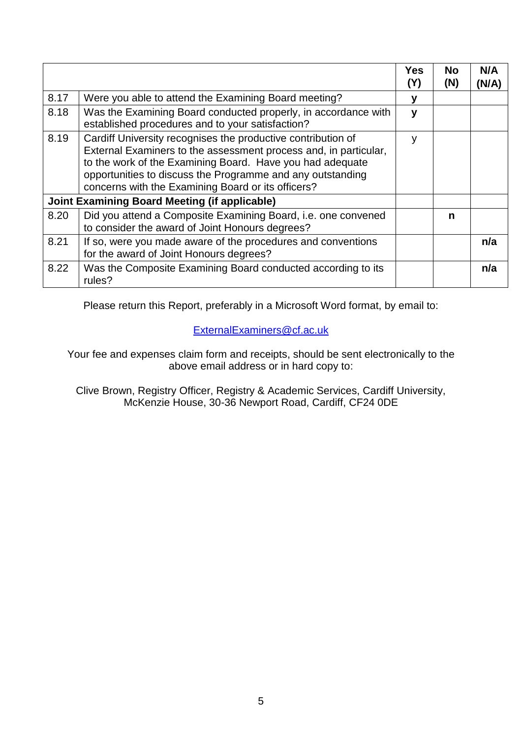| | | Yes (Y) | No (N) | N/A (N/A) |
|---|---|---|---|---|
| 8.17 | Were you able to attend the Examining Board meeting? | **y** | | |
| 8.18 | Was the Examining Board conducted properly, in accordance with established procedures and to your satisfaction? | **y** | | |
| 8.19 | Cardiff University recognises the productive contribution of External Examiners to the assessment process and, in particular, to the work of the Examining Board. Have you had adequate opportunities to discuss the Programme and any outstanding concerns with the Examining Board or its officers? | y | | |
| **Joint Examining Board Meeting (if applicable)** | | | | |
| 8.20 | Did you attend a Composite Examining Board, i.e. one convened to consider the award of Joint Honours degrees? | | **n** | |
| 8.21 | If so, were you made aware of the procedures and conventions for the award of Joint Honours degrees? | | | **n/a** |
| 8.22 | Was the Composite Examining Board conducted according to its rules? | | | **n/a** |

Please return this Report, preferably in a Microsoft Word format, by email to:

ExternalExaminers@cf.ac.uk

Your fee and expenses claim form and receipts, should be sent electronically to the above email address or in hard copy to:

Clive Brown, Registry Officer, Registry & Academic Services, Cardiff University, McKenzie House, 30-36 Newport Road, Cardiff, CF24 0DE